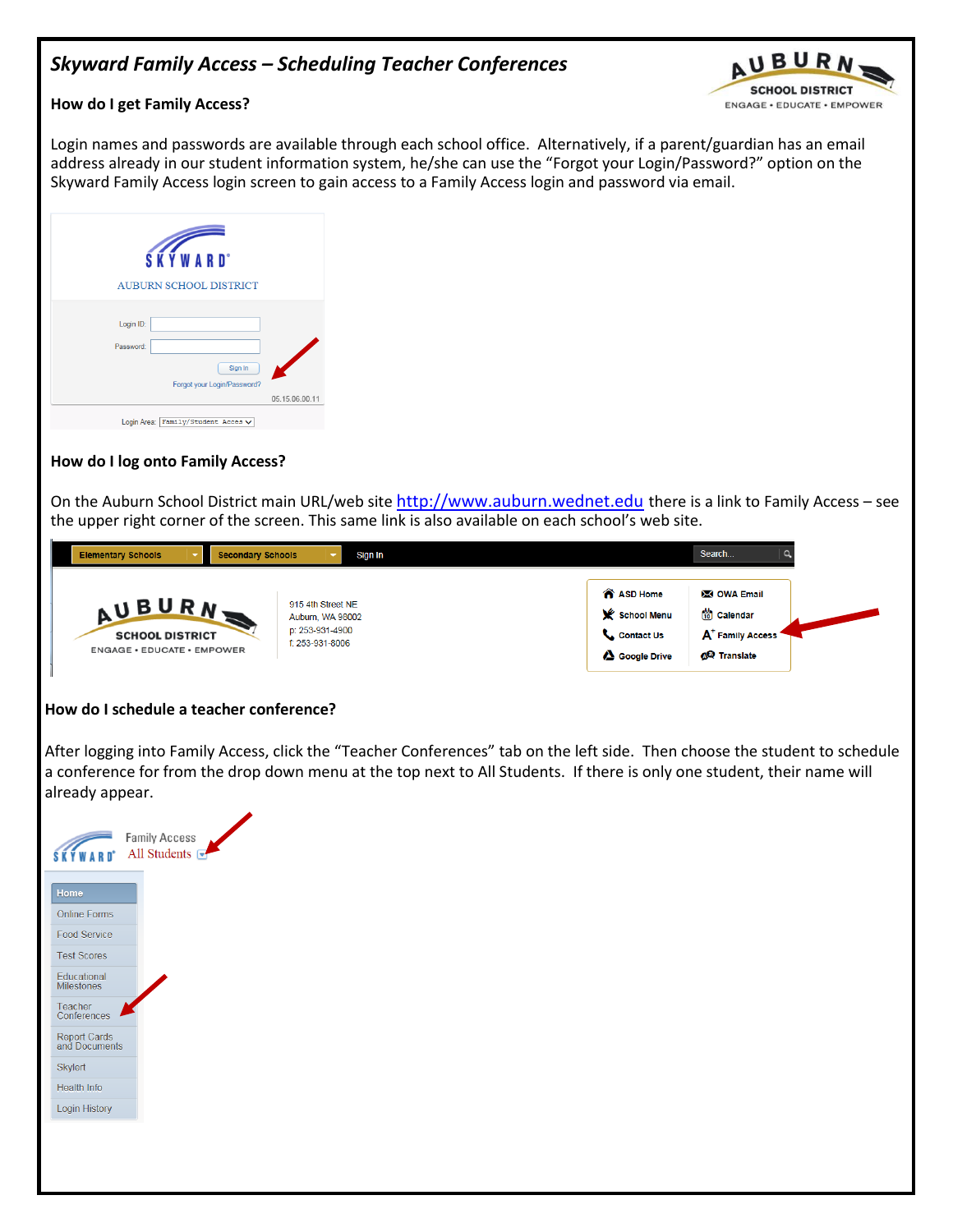# *Skyward Family Access – Scheduling Teacher Conferences*

**How do I get Family Access?**

Login names and passwords are available through each school office. Alternatively, if a parent/guardian has an email address already in our student information system, he/she can use the "Forgot your Login/Password?" option on the Skyward Family Access login screen to gain access to a Family Access login and password via email.

**How do I log onto Family Access?**

On the Auburn School District main URL/web site http://www.auburn.wednet.edu there is a link to Family Access – see the upper right corner of the screen. This same link is also available on each school's web site.

**How do I schedule a teacher conference?**

After logging into Family Access, click the "Teacher Conferences" tab on the left side. Then choose the student to schedule a conference for from the drop down menu at the top next to All Students. If there is only one student, their name will already appear.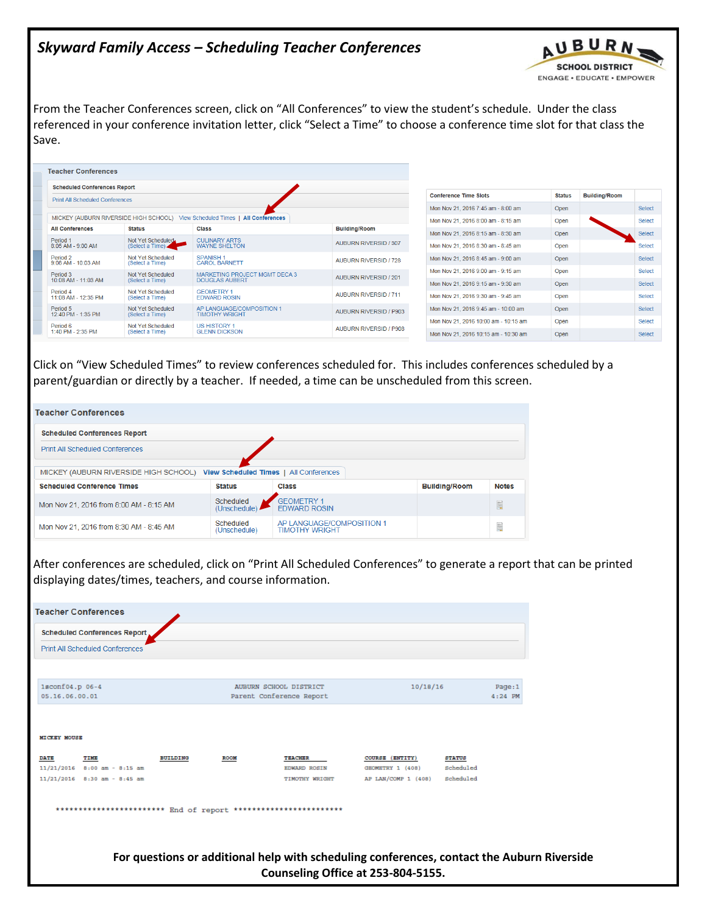# *Skyward Family Access – Scheduling Teacher Conferences*

AUBURN SCHOOL DISTRICT
ENGAGE • EDUCATE • EMPOWER

From the Teacher Conferences screen, click on "All Conferences" to view the student's schedule. Under the class referenced in your conference invitation letter, click "Select a Time" to choose a conference time slot for that class the Save.

Teacher Conferences

Scheduled Conferences Report

Print All Scheduled Conferences

MICKEY (AUBURN RIVERSIDE HIGH SCHOOL) View Scheduled Times | All Conferences

| All Conferences | Status | Class | Building/Room |
|---|---|---|---|
| Period 1 8:05 AM - 9:00 AM | Not Yet Scheduled (Select a Time) | CULINARY ARTS WAYNE SHELTON | AUBURN RIVERSID / 307 |
| Period 2 9:06 AM - 10:03 AM | Not Yet Scheduled (Select a Time) | SPANISH 1 CAROL BARNETT | AUBURN RIVERSID / 728 |
| Period 3 10:08 AM - 11:03 AM | Not Yet Scheduled (Select a Time) | MARKETING PROJECT MGMT DECA 3 DOUGLAS AUBERT | AUBURN RIVERSID / 201 |
| Period 4 11:08 AM - 12:35 PM | Not Yet Scheduled (Select a Time) | GEOMETRY 1 EDWARD ROSIN | AUBURN RIVERSID / 711 |
| Period 5 12:40 PM - 1:35 PM | Not Yet Scheduled (Select a Time) | AP LANGUAGE/COMPOSITION 1 TIMOTHY WRIGHT | AUBURN RIVERSID / P903 |
| Period 6 1:40 PM - 2:35 PM | Not Yet Scheduled (Select a Time) | US HISTORY 1 GLENN DICKSON | AUBURN RIVERSID / P908 |

| Conference Time Slots | Status | Building/Room | |
|---|---|---|---|
| Mon Nov 21, 2016 7:45 am - 8:00 am | Open | | Select |
| Mon Nov 21, 2016 8:00 am - 8:15 am | Open | | Select |
| Mon Nov 21, 2016 8:15 am - 8:30 am | Open | | Select |
| Mon Nov 21, 2016 8:30 am - 8:45 am | Open | | Select |
| Mon Nov 21, 2016 8:45 am - 9:00 am | Open | | Select |
| Mon Nov 21, 2016 9:00 am - 9:15 am | Open | | Select |
| Mon Nov 21, 2016 9:15 am - 9:30 am | Open | | Select |
| Mon Nov 21, 2016 9:30 am - 9:45 am | Open | | Select |
| Mon Nov 21, 2016 9:45 am - 10:00 am | Open | | Select |
| Mon Nov 21, 2016 10:00 am - 10:15 am | Open | | Select |
| Mon Nov 21, 2016 10:15 am - 10:30 am | Open | | Select |

Click on "View Scheduled Times" to review conferences scheduled for. This includes conferences scheduled by a parent/guardian or directly by a teacher. If needed, a time can be unscheduled from this screen.

Teacher Conferences

Scheduled Conferences Report

Print All Scheduled Conferences

MICKEY (AUBURN RIVERSIDE HIGH SCHOOL) View Scheduled Times | All Conferences

| Scheduled Conference Times | Status | Class | Building/Room | Notes |
|---|---|---|---|---|
| Mon Nov 21, 2016 from 8:00 AM - 8:15 AM | Scheduled (Unschedule) | GEOMETRY 1 EDWARD ROSIN | | |
| Mon Nov 21, 2016 from 8:30 AM - 8:45 AM | Scheduled (Unschedule) | AP LANGUAGE/COMPOSITION 1 TIMOTHY WRIGHT | | |

After conferences are scheduled, click on "Print All Scheduled Conferences" to generate a report that can be printed displaying dates/times, teachers, and course information.

Teacher Conferences

Scheduled Conferences Report

Print All Scheduled Conferences

```
lsconf04.p 06-4              AUBURN SCHOOL DISTRICT           10/18/16        Page:1
05.16.06.00.01               Parent Conference Report                         4:24 PM
```

MICKEY MOUSE

| DATE | TIME | BUILDING | ROOM | TEACHER | COURSE (ENTITY) | STATUS |
|---|---|---|---|---|---|---|
| 11/21/2016 | 8:00 am - 8:15 am | | | EDWARD ROSIN | GEOMETRY 1 (408) | Scheduled |
| 11/21/2016 | 8:30 am - 8:45 am | | | TIMOTHY WRIGHT | AP LAN/COMP 1 (408) | Scheduled |

************************ End of report ************************

**For questions or additional help with scheduling conferences, contact the Auburn Riverside Counseling Office at 253-804-5155.**